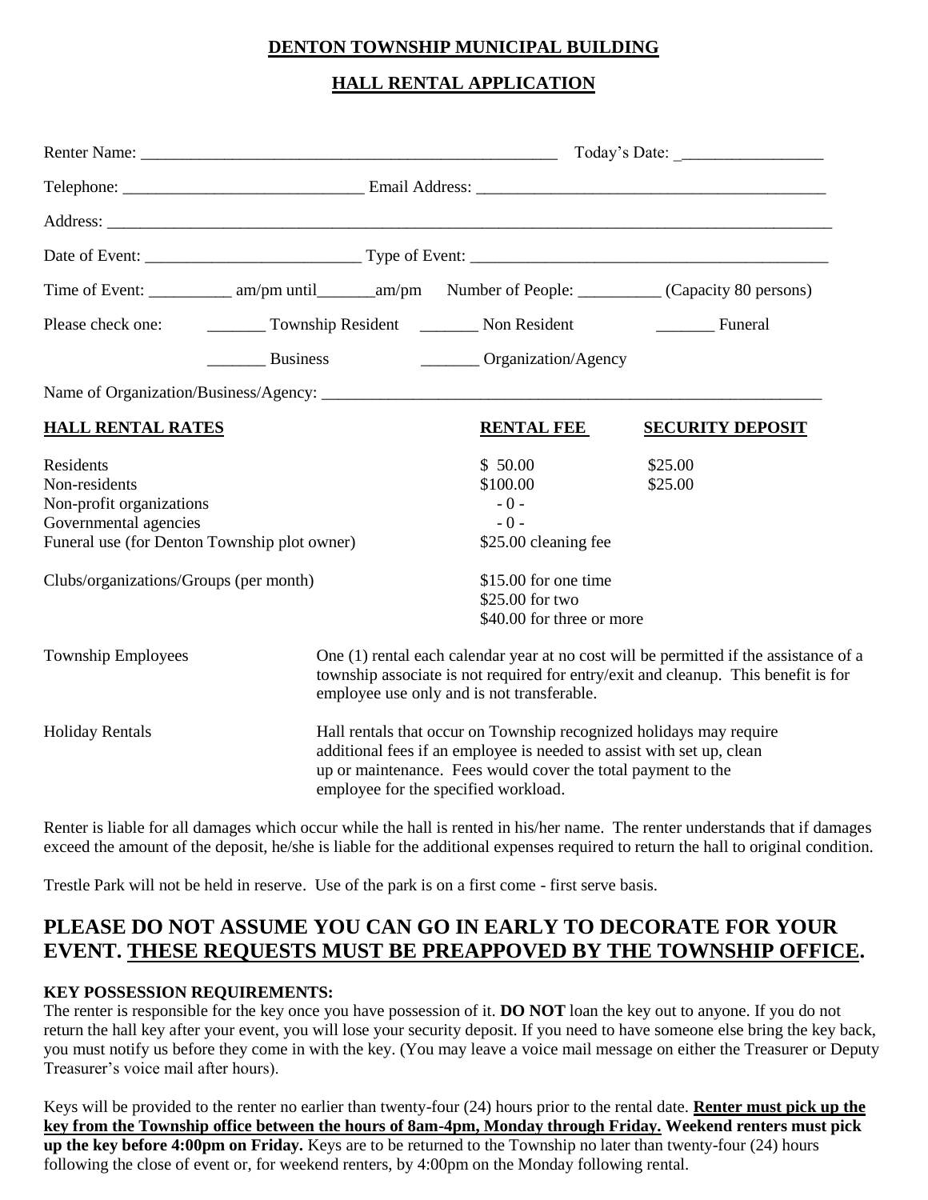**DENTON TOWNSHIP MUNICIPAL BUILDING**

**HALL RENTAL APPLICATION**

Renter Name: ______________________________________________ Today's Date: _________________

Telephone: ____________________________ Email Address: ________________________________________

Address: ___________________________________________________________________________________

Date of Event: _________________________ Type of Event: _________________________________________

Time of Event: __________ am/pm until_______am/pm Number of People: __________ (Capacity 80 persons)

Please check one: _______ Township Resident _______ Non Resident _______ Funeral

_______ Business _______ Organization/Agency

Name of Organization/Business/Agency: _____________________________________________________

| **HALL RENTAL RATES** | **RENTAL FEE** | **SECURITY DEPOSIT** |
|---|---|---|
| Residents | $ 50.00 | $25.00 |
| Non-residents | $100.00 | $25.00 |
| Non-profit organizations | - 0 - | |
| Governmental agencies | - 0 - | |
| Funeral use (for Denton Township plot owner) | $25.00 cleaning fee | |
| Clubs/organizations/Groups (per month) | $15.00 for one time<br>$25.00 for two<br>$40.00 for three or more | |

Township Employees — One (1) rental each calendar year at no cost will be permitted if the assistance of a township associate is not required for entry/exit and cleanup. This benefit is for employee use only and is not transferable.

Holiday Rentals — Hall rentals that occur on Township recognized holidays may require additional fees if an employee is needed to assist with set up, clean up or maintenance. Fees would cover the total payment to the employee for the specified workload.

Renter is liable for all damages which occur while the hall is rented in his/her name. The renter understands that if damages exceed the amount of the deposit, he/she is liable for the additional expenses required to return the hall to original condition.

Trestle Park will not be held in reserve. Use of the park is on a first come - first serve basis.

## PLEASE DO NOT ASSUME YOU CAN GO IN EARLY TO DECORATE FOR YOUR EVENT. <u>THESE REQUESTS MUST BE PREAPPOVED BY THE TOWNSHIP OFFICE</u>.

**KEY POSSESSION REQUIREMENTS:**

The renter is responsible for the key once you have possession of it. **DO NOT** loan the key out to anyone. If you do not return the hall key after your event, you will lose your security deposit. If you need to have someone else bring the key back, you must notify us before they come in with the key. (You may leave a voice mail message on either the Treasurer or Deputy Treasurer's voice mail after hours).

Keys will be provided to the renter no earlier than twenty-four (24) hours prior to the rental date. **<u>Renter must pick up the key from the Township office between the hours of 8am-4pm, Monday through Friday.</u> Weekend renters must pick up the key before 4:00pm on Friday.** Keys are to be returned to the Township no later than twenty-four (24) hours following the close of event or, for weekend renters, by 4:00pm on the Monday following rental.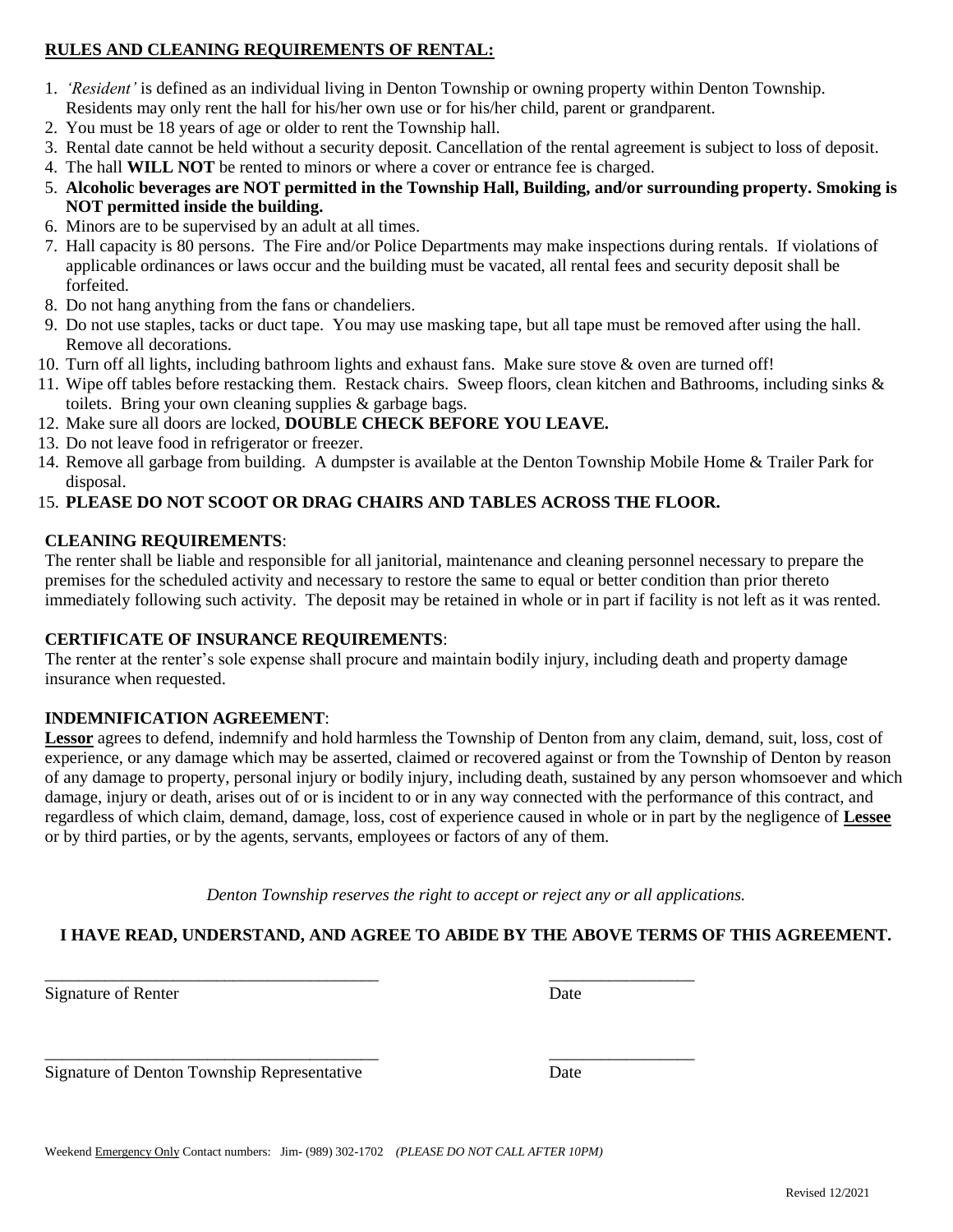**RULES AND CLEANING REQUIREMENTS OF RENTAL:**

1. *'Resident'* is defined as an individual living in Denton Township or owning property within Denton Township. Residents may only rent the hall for his/her own use or for his/her child, parent or grandparent.
2. You must be 18 years of age or older to rent the Township hall.
3. Rental date cannot be held without a security deposit. Cancellation of the rental agreement is subject to loss of deposit.
4. The hall **WILL NOT** be rented to minors or where a cover or entrance fee is charged.
5. **Alcoholic beverages are NOT permitted in the Township Hall, Building, and/or surrounding property. Smoking is NOT permitted inside the building.**
6. Minors are to be supervised by an adult at all times.
7. Hall capacity is 80 persons. The Fire and/or Police Departments may make inspections during rentals. If violations of applicable ordinances or laws occur and the building must be vacated, all rental fees and security deposit shall be forfeited.
8. Do not hang anything from the fans or chandeliers.
9. Do not use staples, tacks or duct tape. You may use masking tape, but all tape must be removed after using the hall. Remove all decorations.
10. Turn off all lights, including bathroom lights and exhaust fans. Make sure stove & oven are turned off!
11. Wipe off tables before restacking them. Restack chairs. Sweep floors, clean kitchen and Bathrooms, including sinks & toilets. Bring your own cleaning supplies & garbage bags.
12. Make sure all doors are locked, **DOUBLE CHECK BEFORE YOU LEAVE.**
13. Do not leave food in refrigerator or freezer.
14. Remove all garbage from building. A dumpster is available at the Denton Township Mobile Home & Trailer Park for disposal.
15. **PLEASE DO NOT SCOOT OR DRAG CHAIRS AND TABLES ACROSS THE FLOOR.**

**CLEANING REQUIREMENTS**:
The renter shall be liable and responsible for all janitorial, maintenance and cleaning personnel necessary to prepare the premises for the scheduled activity and necessary to restore the same to equal or better condition than prior thereto immediately following such activity. The deposit may be retained in whole or in part if facility is not left as it was rented.

**CERTIFICATE OF INSURANCE REQUIREMENTS**:
The renter at the renter's sole expense shall procure and maintain bodily injury, including death and property damage insurance when requested.

**INDEMNIFICATION AGREEMENT**:
**Lessor** agrees to defend, indemnify and hold harmless the Township of Denton from any claim, demand, suit, loss, cost of experience, or any damage which may be asserted, claimed or recovered against or from the Township of Denton by reason of any damage to property, personal injury or bodily injury, including death, sustained by any person whomsoever and which damage, injury or death, arises out of or is incident to or in any way connected with the performance of this contract, and regardless of which claim, demand, damage, loss, cost of experience caused in whole or in part by the negligence of **Lessee** or by third parties, or by the agents, servants, employees or factors of any of them.

*Denton Township reserves the right to accept or reject any or all applications.*

**I HAVE READ, UNDERSTAND, AND AGREE TO ABIDE BY THE ABOVE TERMS OF THIS AGREEMENT.**

\_\_\_\_\_\_\_\_\_\_\_\_\_\_\_\_\_\_\_\_\_\_\_\_\_\_\_\_\_\_\_\_\_\_\_\_\_\_\_\_ \_\_\_\_\_\_\_\_\_\_\_\_\_\_\_\_\_\_

Signature of Renter Date

\_\_\_\_\_\_\_\_\_\_\_\_\_\_\_\_\_\_\_\_\_\_\_\_\_\_\_\_\_\_\_\_\_\_\_\_\_\_\_\_ \_\_\_\_\_\_\_\_\_\_\_\_\_\_\_\_\_\_

Signature of Denton Township Representative Date

Weekend Emergency Only Contact numbers: Jim- (989) 302-1702 *(PLEASE DO NOT CALL AFTER 10PM)*

Revised 12/2021